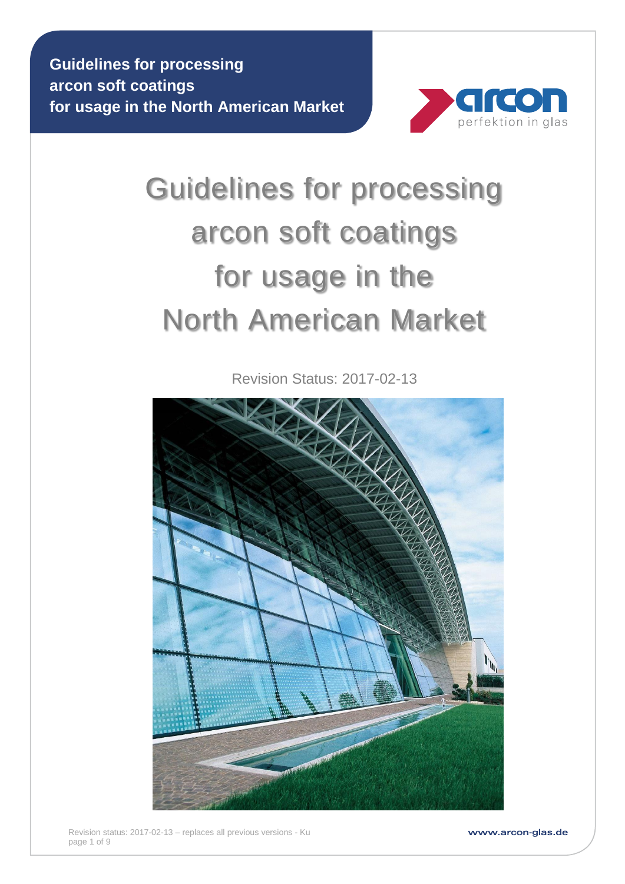**Guidelines for processing arcon soft coatings for usage in the North American Market**

arcon
perfektion in glas

# Guidelines for processing arcon soft coatings for usage in the North American Market

Revision Status: 2017-02-13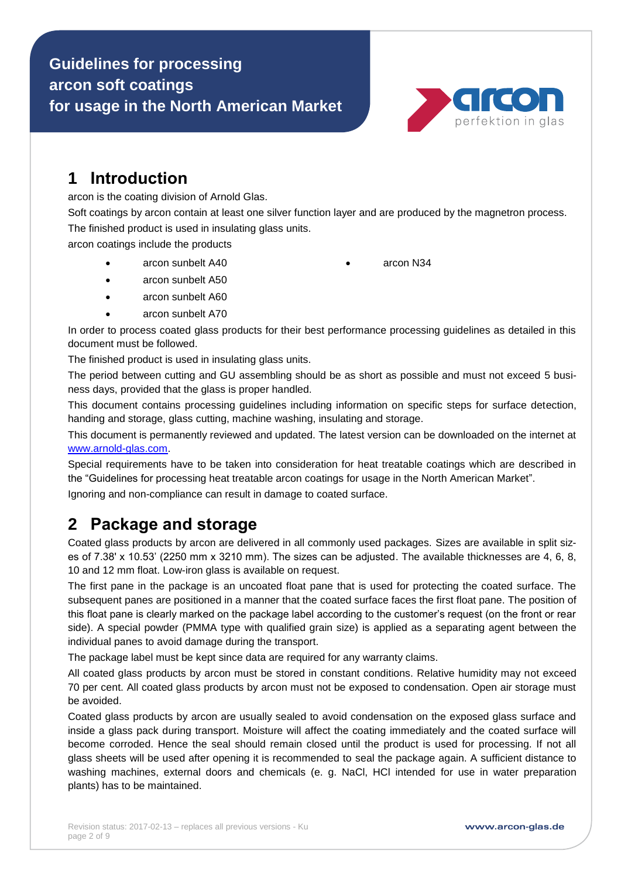# Guidelines for processing arcon soft coatings for usage in the North American Market

## 1 Introduction

arcon is the coating division of Arnold Glas.

Soft coatings by arcon contain at least one silver function layer and are produced by the magnetron process.

The finished product is used in insulating glass units.

arcon coatings include the products

- arcon sunbelt A40
- arcon sunbelt A50
- arcon sunbelt A60
- arcon sunbelt A70
- arcon N34

In order to process coated glass products for their best performance processing guidelines as detailed in this document must be followed.

The finished product is used in insulating glass units.

The period between cutting and GU assembling should be as short as possible and must not exceed 5 business days, provided that the glass is proper handled.

This document contains processing guidelines including information on specific steps for surface detection, handing and storage, glass cutting, machine washing, insulating and storage.

This document is permanently reviewed and updated. The latest version can be downloaded on the internet at www.arnold-glas.com.

Special requirements have to be taken into consideration for heat treatable coatings which are described in the "Guidelines for processing heat treatable arcon coatings for usage in the North American Market".

Ignoring and non-compliance can result in damage to coated surface.

## 2 Package and storage

Coated glass products by arcon are delivered in all commonly used packages. Sizes are available in split sizes of 7.38' x 10.53' (2250 mm x 3210 mm). The sizes can be adjusted. The available thicknesses are 4, 6, 8, 10 and 12 mm float. Low-iron glass is available on request.

The first pane in the package is an uncoated float pane that is used for protecting the coated surface. The subsequent panes are positioned in a manner that the coated surface faces the first float pane. The position of this float pane is clearly marked on the package label according to the customer's request (on the front or rear side). A special powder (PMMA type with qualified grain size) is applied as a separating agent between the individual panes to avoid damage during the transport.

The package label must be kept since data are required for any warranty claims.

All coated glass products by arcon must be stored in constant conditions. Relative humidity may not exceed 70 per cent. All coated glass products by arcon must not be exposed to condensation. Open air storage must be avoided.

Coated glass products by arcon are usually sealed to avoid condensation on the exposed glass surface and inside a glass pack during transport. Moisture will affect the coating immediately and the coated surface will become corroded. Hence the seal should remain closed until the product is used for processing. If not all glass sheets will be used after opening it is recommended to seal the package again. A sufficient distance to washing machines, external doors and chemicals (e. g. NaCl, HCl intended for use in water preparation plants) has to be maintained.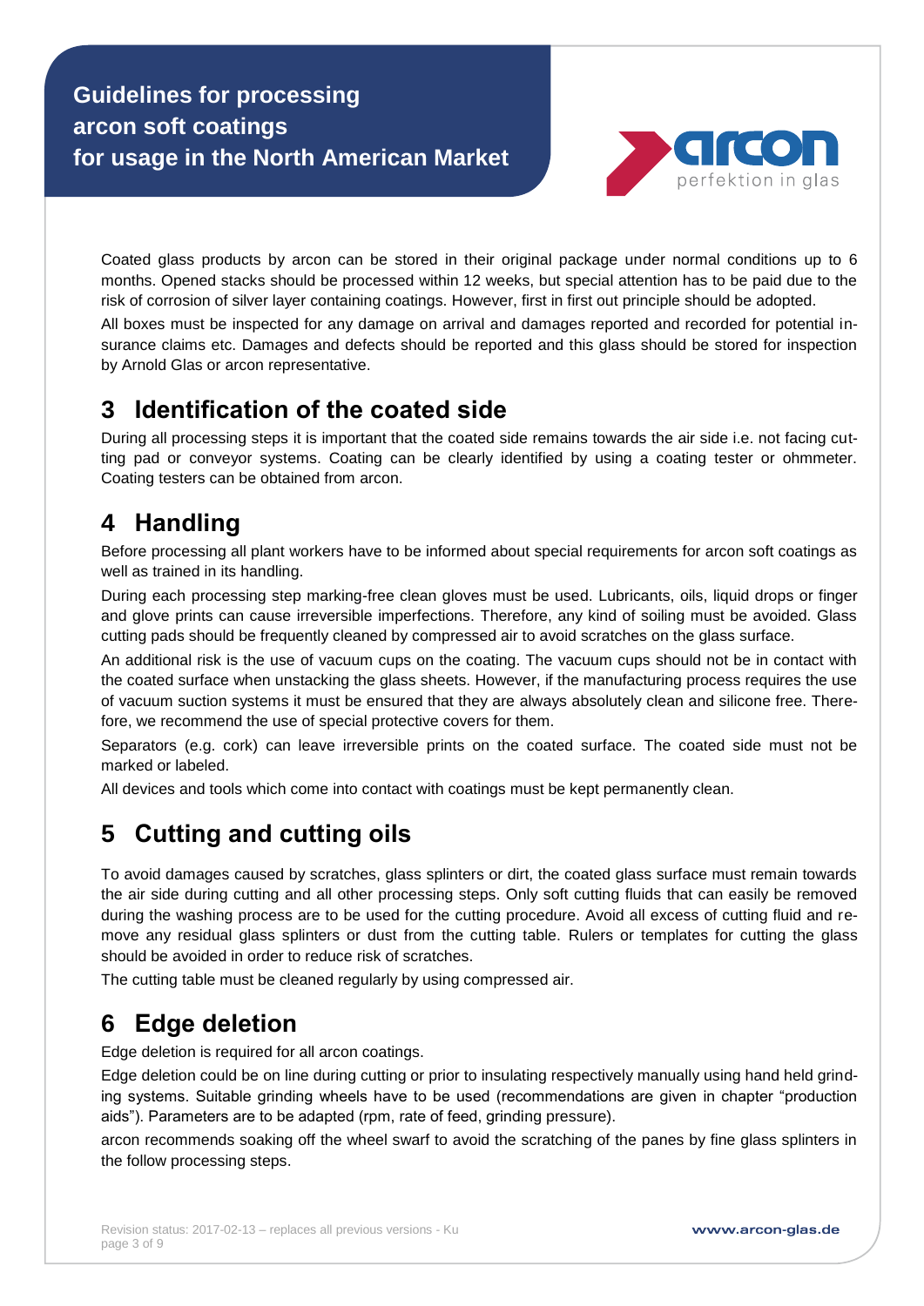Coated glass products by arcon can be stored in their original package under normal conditions up to 6 months. Opened stacks should be processed within 12 weeks, but special attention has to be paid due to the risk of corrosion of silver layer containing coatings. However, first in first out principle should be adopted.

All boxes must be inspected for any damage on arrival and damages reported and recorded for potential insurance claims etc. Damages and defects should be reported and this glass should be stored for inspection by Arnold Glas or arcon representative.

## 3 Identification of the coated side

During all processing steps it is important that the coated side remains towards the air side i.e. not facing cutting pad or conveyor systems. Coating can be clearly identified by using a coating tester or ohmmeter. Coating testers can be obtained from arcon.

## 4 Handling

Before processing all plant workers have to be informed about special requirements for arcon soft coatings as well as trained in its handling.

During each processing step marking-free clean gloves must be used. Lubricants, oils, liquid drops or finger and glove prints can cause irreversible imperfections. Therefore, any kind of soiling must be avoided. Glass cutting pads should be frequently cleaned by compressed air to avoid scratches on the glass surface.

An additional risk is the use of vacuum cups on the coating. The vacuum cups should not be in contact with the coated surface when unstacking the glass sheets. However, if the manufacturing process requires the use of vacuum suction systems it must be ensured that they are always absolutely clean and silicone free. Therefore, we recommend the use of special protective covers for them.

Separators (e.g. cork) can leave irreversible prints on the coated surface. The coated side must not be marked or labeled.

All devices and tools which come into contact with coatings must be kept permanently clean.

## 5 Cutting and cutting oils

To avoid damages caused by scratches, glass splinters or dirt, the coated glass surface must remain towards the air side during cutting and all other processing steps. Only soft cutting fluids that can easily be removed during the washing process are to be used for the cutting procedure. Avoid all excess of cutting fluid and remove any residual glass splinters or dust from the cutting table. Rulers or templates for cutting the glass should be avoided in order to reduce risk of scratches.

The cutting table must be cleaned regularly by using compressed air.

## 6 Edge deletion

Edge deletion is required for all arcon coatings.

Edge deletion could be on line during cutting or prior to insulating respectively manually using hand held grinding systems. Suitable grinding wheels have to be used (recommendations are given in chapter "production aids"). Parameters are to be adapted (rpm, rate of feed, grinding pressure).

arcon recommends soaking off the wheel swarf to avoid the scratching of the panes by fine glass splinters in the follow processing steps.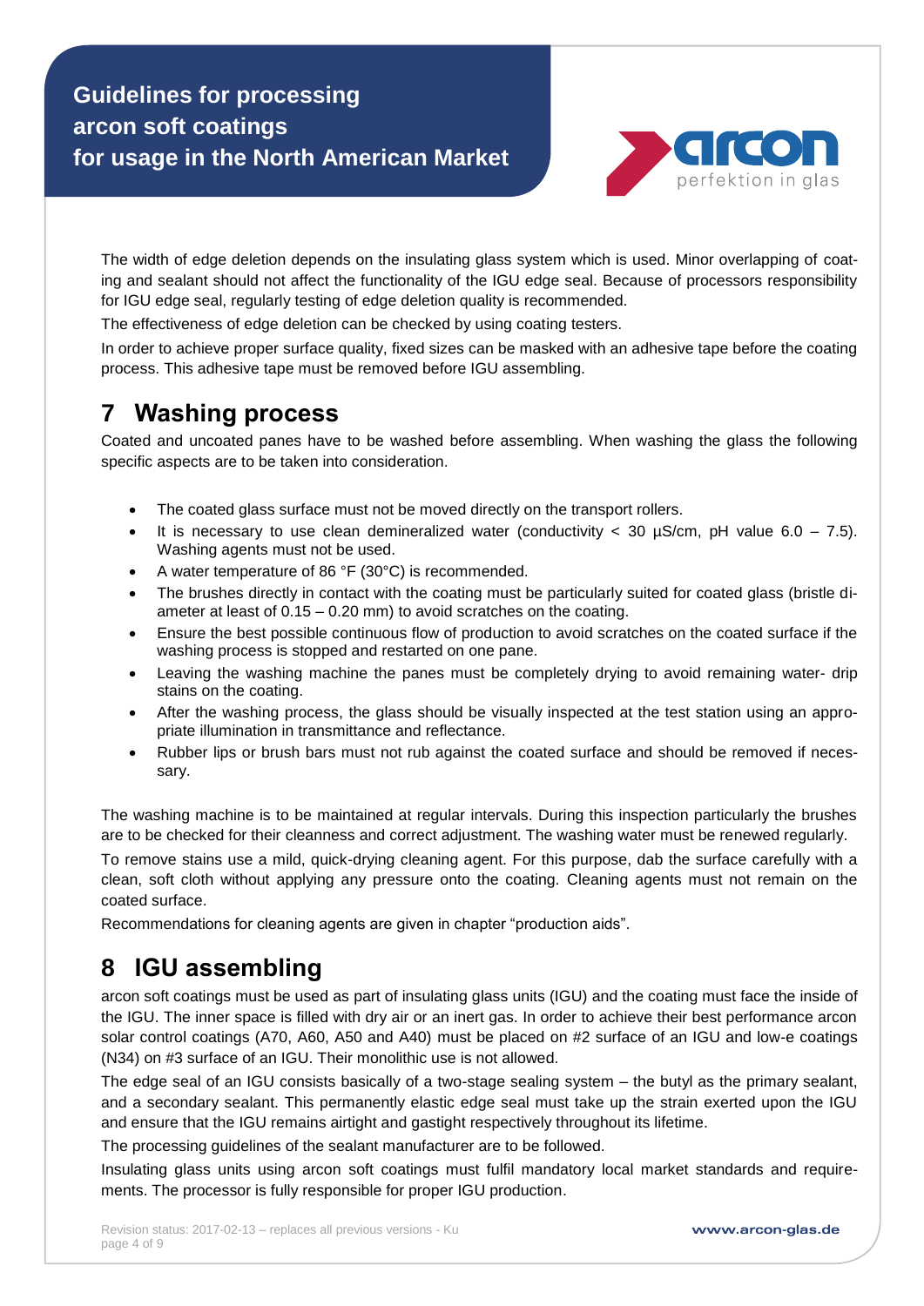The width of edge deletion depends on the insulating glass system which is used. Minor overlapping of coating and sealant should not affect the functionality of the IGU edge seal. Because of processors responsibility for IGU edge seal, regularly testing of edge deletion quality is recommended.

The effectiveness of edge deletion can be checked by using coating testers.

In order to achieve proper surface quality, fixed sizes can be masked with an adhesive tape before the coating process. This adhesive tape must be removed before IGU assembling.

# 7 Washing process

Coated and uncoated panes have to be washed before assembling. When washing the glass the following specific aspects are to be taken into consideration.

- The coated glass surface must not be moved directly on the transport rollers.
- It is necessary to use clean demineralized water (conductivity < 30 µS/cm, pH value 6.0 – 7.5). Washing agents must not be used.
- A water temperature of 86 °F (30°C) is recommended.
- The brushes directly in contact with the coating must be particularly suited for coated glass (bristle diameter at least of 0.15 – 0.20 mm) to avoid scratches on the coating.
- Ensure the best possible continuous flow of production to avoid scratches on the coated surface if the washing process is stopped and restarted on one pane.
- Leaving the washing machine the panes must be completely drying to avoid remaining water- drip stains on the coating.
- After the washing process, the glass should be visually inspected at the test station using an appropriate illumination in transmittance and reflectance.
- Rubber lips or brush bars must not rub against the coated surface and should be removed if necessary.

The washing machine is to be maintained at regular intervals. During this inspection particularly the brushes are to be checked for their cleanness and correct adjustment. The washing water must be renewed regularly.

To remove stains use a mild, quick-drying cleaning agent. For this purpose, dab the surface carefully with a clean, soft cloth without applying any pressure onto the coating. Cleaning agents must not remain on the coated surface.

Recommendations for cleaning agents are given in chapter "production aids".

# 8 IGU assembling

arcon soft coatings must be used as part of insulating glass units (IGU) and the coating must face the inside of the IGU. The inner space is filled with dry air or an inert gas. In order to achieve their best performance arcon solar control coatings (A70, A60, A50 and A40) must be placed on #2 surface of an IGU and low-e coatings (N34) on #3 surface of an IGU. Their monolithic use is not allowed.

The edge seal of an IGU consists basically of a two-stage sealing system – the butyl as the primary sealant, and a secondary sealant. This permanently elastic edge seal must take up the strain exerted upon the IGU and ensure that the IGU remains airtight and gastight respectively throughout its lifetime.

The processing guidelines of the sealant manufacturer are to be followed.

Insulating glass units using arcon soft coatings must fulfil mandatory local market standards and requirements. The processor is fully responsible for proper IGU production.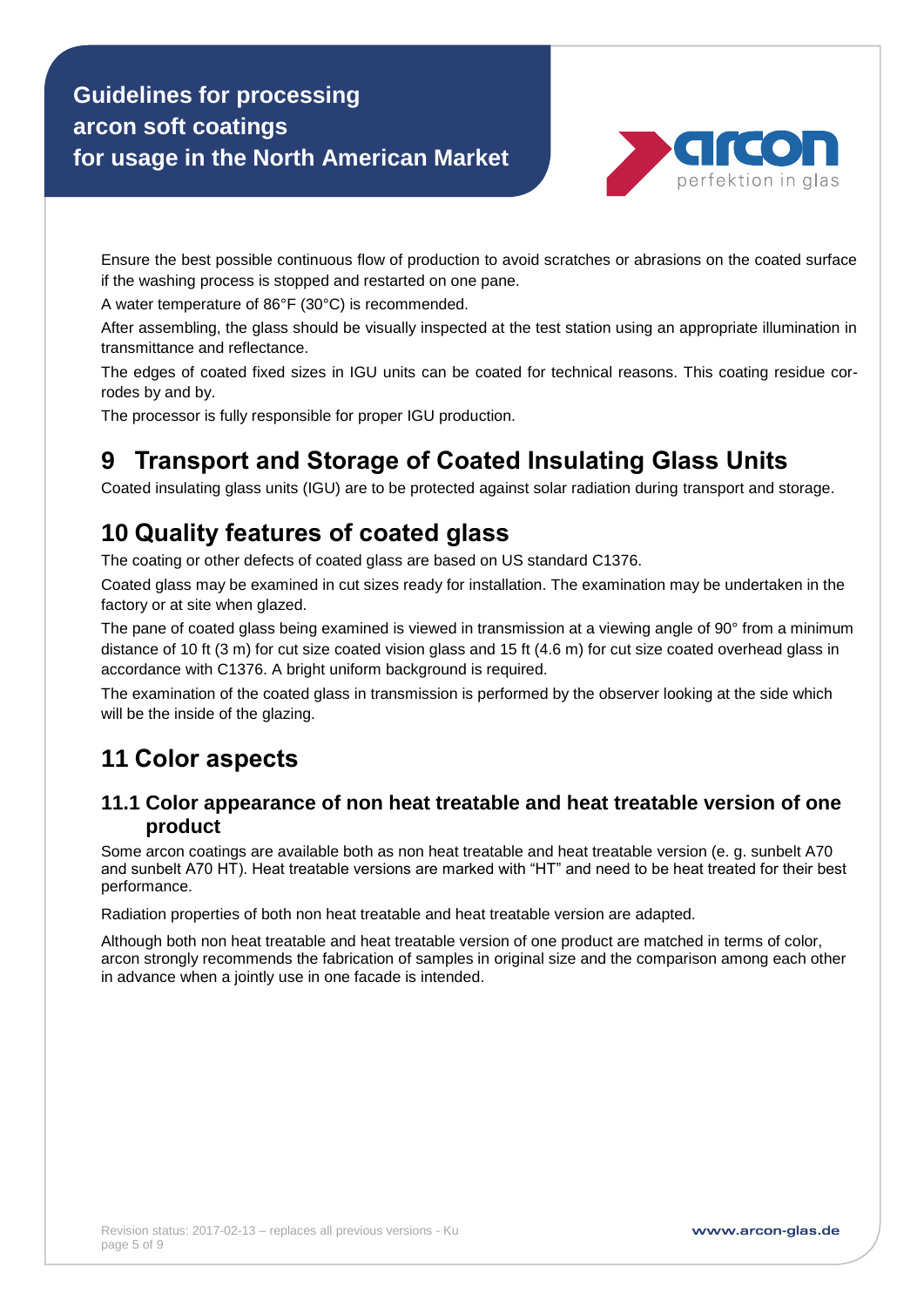Ensure the best possible continuous flow of production to avoid scratches or abrasions on the coated surface if the washing process is stopped and restarted on one pane.

A water temperature of 86°F (30°C) is recommended.

After assembling, the glass should be visually inspected at the test station using an appropriate illumination in transmittance and reflectance.

The edges of coated fixed sizes in IGU units can be coated for technical reasons. This coating residue corrodes by and by.

The processor is fully responsible for proper IGU production.

# 9 Transport and Storage of Coated Insulating Glass Units

Coated insulating glass units (IGU) are to be protected against solar radiation during transport and storage.

# 10 Quality features of coated glass

The coating or other defects of coated glass are based on US standard C1376.

Coated glass may be examined in cut sizes ready for installation. The examination may be undertaken in the factory or at site when glazed.

The pane of coated glass being examined is viewed in transmission at a viewing angle of 90° from a minimum distance of 10 ft (3 m) for cut size coated vision glass and 15 ft (4.6 m) for cut size coated overhead glass in accordance with C1376. A bright uniform background is required.

The examination of the coated glass in transmission is performed by the observer looking at the side which will be the inside of the glazing.

# 11 Color aspects

## 11.1 Color appearance of non heat treatable and heat treatable version of one product

Some arcon coatings are available both as non heat treatable and heat treatable version (e. g. sunbelt A70 and sunbelt A70 HT). Heat treatable versions are marked with "HT" and need to be heat treated for their best performance.

Radiation properties of both non heat treatable and heat treatable version are adapted.

Although both non heat treatable and heat treatable version of one product are matched in terms of color, arcon strongly recommends the fabrication of samples in original size and the comparison among each other in advance when a jointly use in one facade is intended.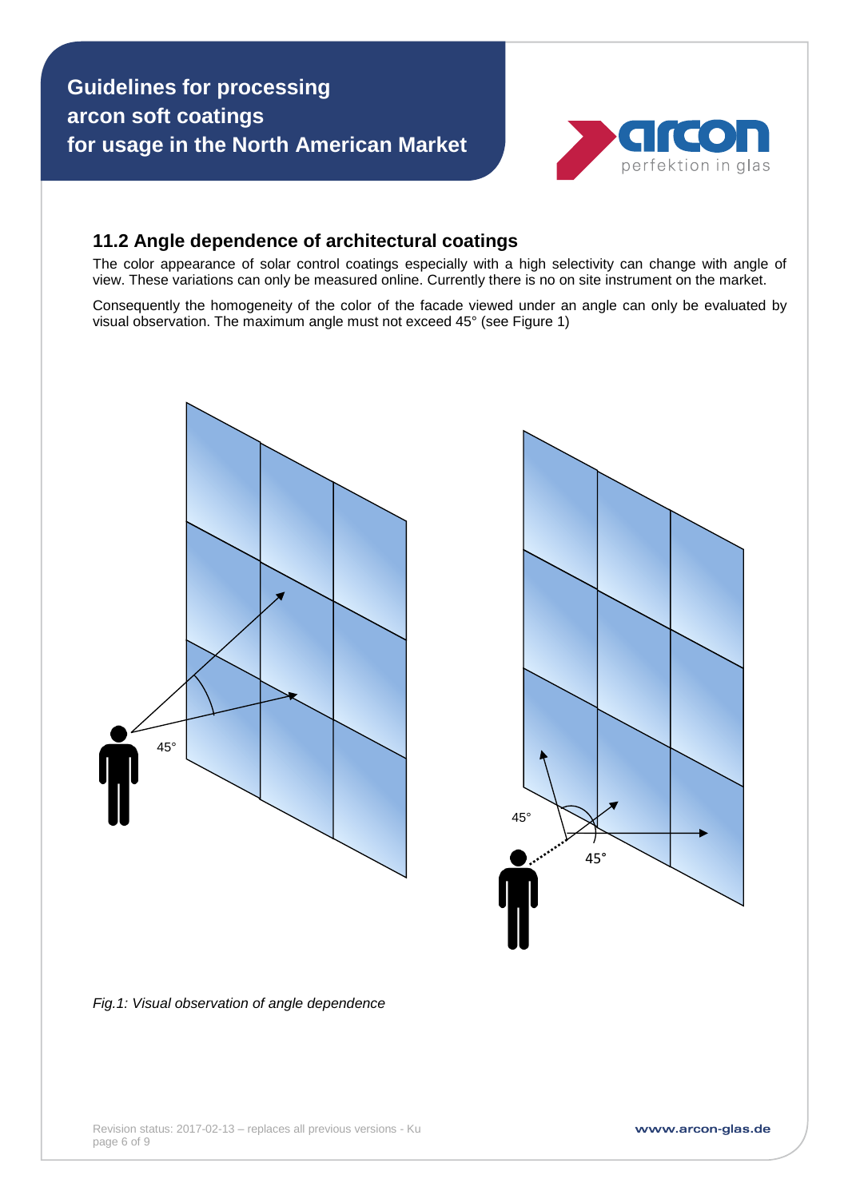## 11.2 Angle dependence of architectural coatings

The color appearance of solar control coatings especially with a high selectivity can change with angle of view. These variations can only be measured online. Currently there is no on site instrument on the market.

Consequently the homogeneity of the color of the facade viewed under an angle can only be evaluated by visual observation. The maximum angle must not exceed 45° (see Figure 1)

*Fig.1: Visual observation of angle dependence*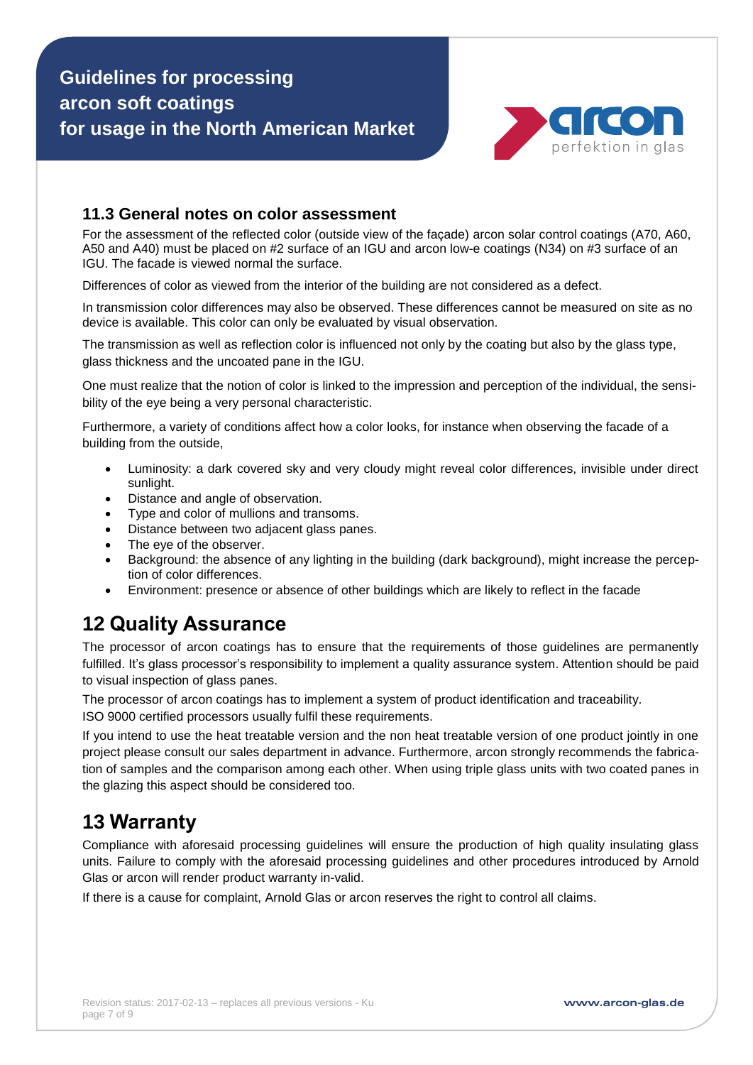### 11.3 General notes on color assessment

For the assessment of the reflected color (outside view of the façade) arcon solar control coatings (A70, A60, A50 and A40) must be placed on #2 surface of an IGU and arcon low-e coatings (N34) on #3 surface of an IGU. The facade is viewed normal the surface.

Differences of color as viewed from the interior of the building are not considered as a defect.

In transmission color differences may also be observed. These differences cannot be measured on site as no device is available. This color can only be evaluated by visual observation.

The transmission as well as reflection color is influenced not only by the coating but also by the glass type, glass thickness and the uncoated pane in the IGU.

One must realize that the notion of color is linked to the impression and perception of the individual, the sensibility of the eye being a very personal characteristic.

Furthermore, a variety of conditions affect how a color looks, for instance when observing the facade of a building from the outside,

- Luminosity: a dark covered sky and very cloudy might reveal color differences, invisible under direct sunlight.
- Distance and angle of observation.
- Type and color of mullions and transoms.
- Distance between two adjacent glass panes.
- The eye of the observer.
- Background: the absence of any lighting in the building (dark background), might increase the perception of color differences.
- Environment: presence or absence of other buildings which are likely to reflect in the facade

## 12 Quality Assurance

The processor of arcon coatings has to ensure that the requirements of those guidelines are permanently fulfilled. It's glass processor's responsibility to implement a quality assurance system. Attention should be paid to visual inspection of glass panes.

The processor of arcon coatings has to implement a system of product identification and traceability.
ISO 9000 certified processors usually fulfil these requirements.

If you intend to use the heat treatable version and the non heat treatable version of one product jointly in one project please consult our sales department in advance. Furthermore, arcon strongly recommends the fabrication of samples and the comparison among each other. When using triple glass units with two coated panes in the glazing this aspect should be considered too.

## 13 Warranty

Compliance with aforesaid processing guidelines will ensure the production of high quality insulating glass units. Failure to comply with the aforesaid processing guidelines and other procedures introduced by Arnold Glas or arcon will render product warranty in-valid.

If there is a cause for complaint, Arnold Glas or arcon reserves the right to control all claims.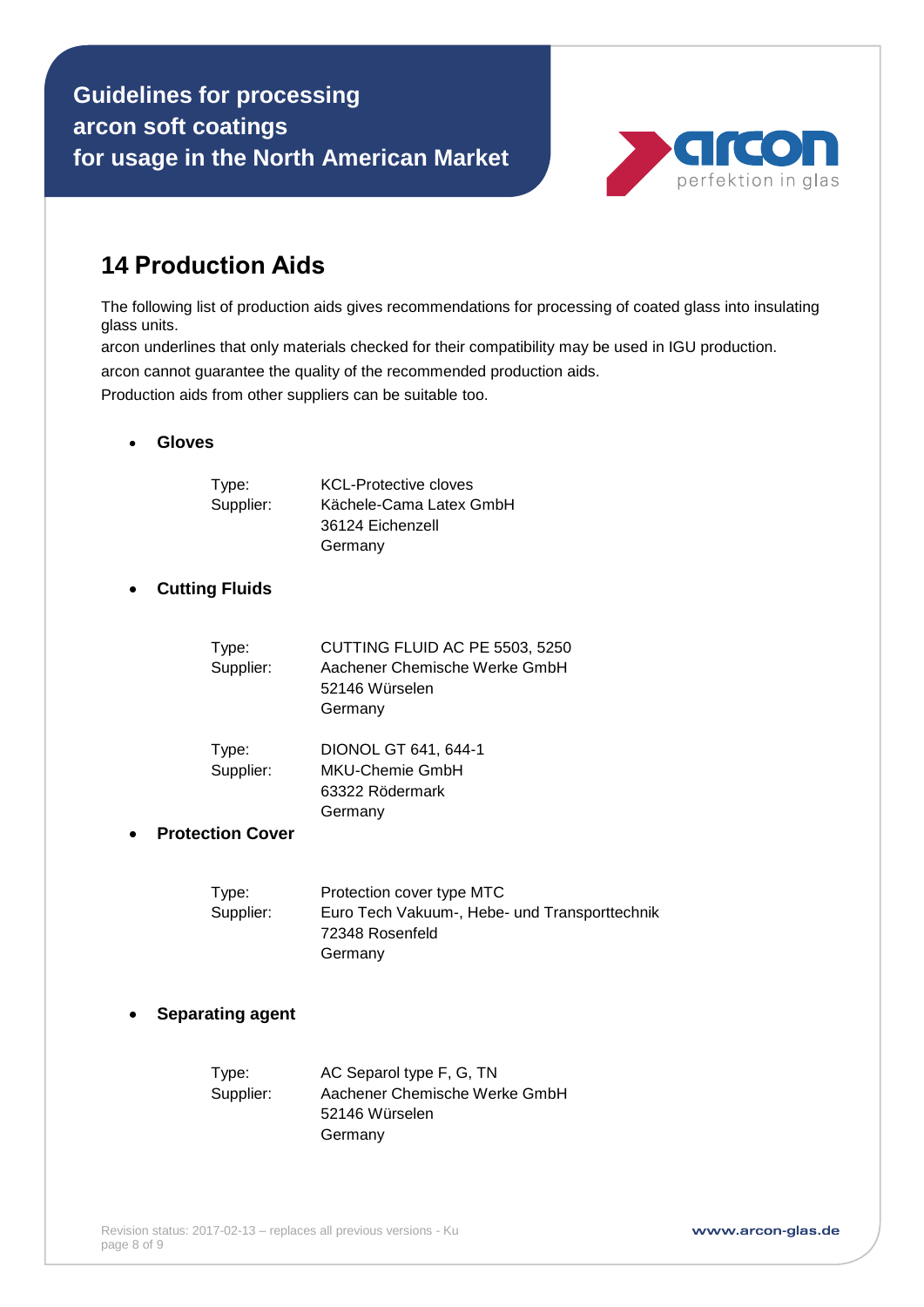## 14 Production Aids

The following list of production aids gives recommendations for processing of coated glass into insulating glass units.

arcon underlines that only materials checked for their compatibility may be used in IGU production.

arcon cannot guarantee the quality of the recommended production aids.

Production aids from other suppliers can be suitable too.

- **Gloves**

  Type: KCL-Protective cloves
  Supplier: Kächele-Cama Latex GmbH
  36124 Eichenzell
  Germany

- **Cutting Fluids**

  Type: CUTTING FLUID AC PE 5503, 5250
  Supplier: Aachener Chemische Werke GmbH
  52146 Würselen
  Germany

  Type: DIONOL GT 641, 644-1
  Supplier: MKU-Chemie GmbH
  63322 Rödermark
  Germany

- **Protection Cover**

  Type: Protection cover type MTC
  Supplier: Euro Tech Vakuum-, Hebe- und Transporttechnik
  72348 Rosenfeld
  Germany

- **Separating agent**

  Type: AC Separol type F, G, TN
  Supplier: Aachener Chemische Werke GmbH
  52146 Würselen
  Germany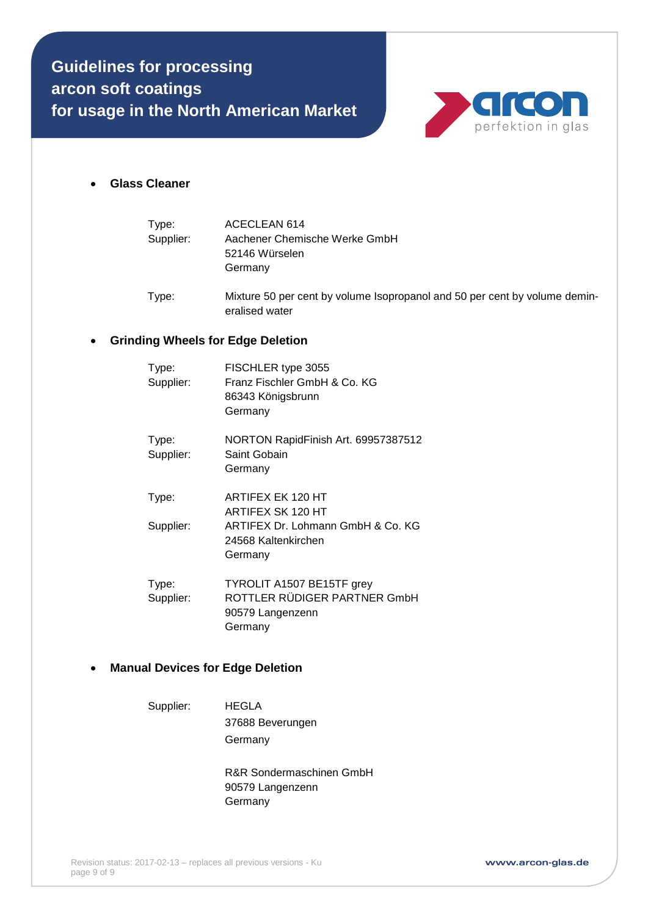- **Glass Cleaner**

Type: ACECLEAN 614
Supplier: Aachener Chemische Werke GmbH
52146 Würselen
Germany

Type: Mixture 50 per cent by volume Isopropanol and 50 per cent by volume demin-eralised water

- **Grinding Wheels for Edge Deletion**

Type: FISCHLER type 3055
Supplier: Franz Fischler GmbH & Co. KG
86343 Königsbrunn
Germany

Type: NORTON RapidFinish Art. 69957387512
Supplier: Saint Gobain
Germany

Type: ARTIFEX EK 120 HT
ARTIFEX SK 120 HT
Supplier: ARTIFEX Dr. Lohmann GmbH & Co. KG
24568 Kaltenkirchen
Germany

Type: TYROLIT A1507 BE15TF grey
Supplier: ROTTLER RÜDIGER PARTNER GmbH
90579 Langenzenn
Germany

- **Manual Devices for Edge Deletion**

Supplier: HEGLA
37688 Beverungen
Germany

R&R Sondermaschinen GmbH
90579 Langenzenn
Germany